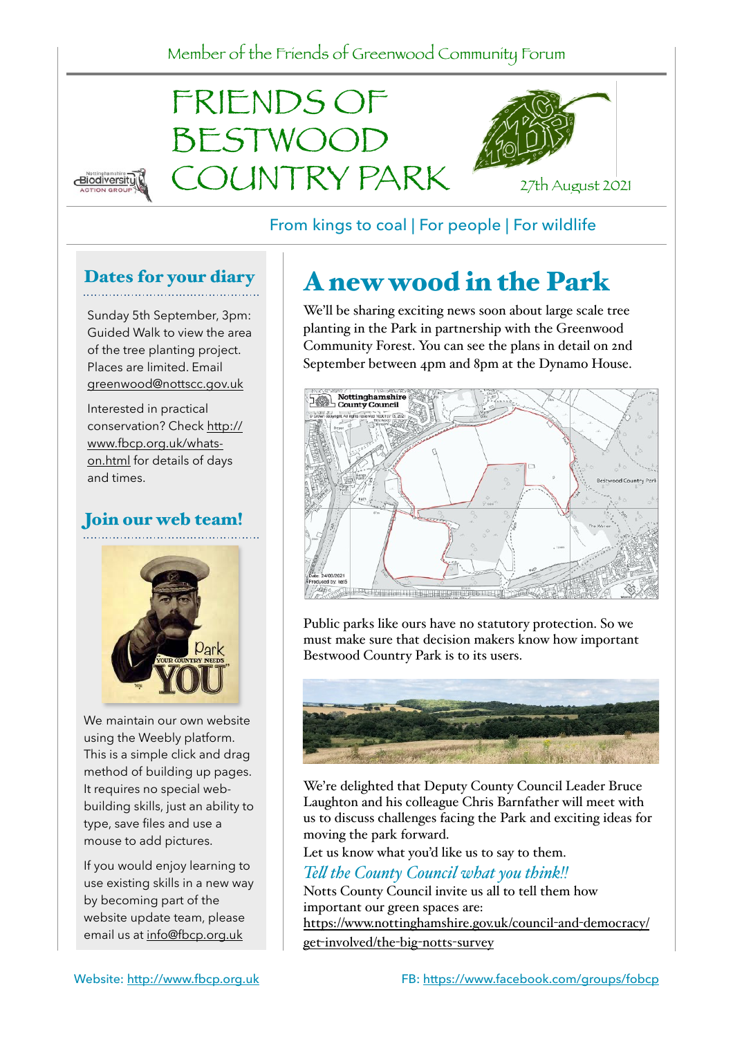Member of the Friends of Greenwood Community Forum

# FRIENDS OF BESTWOOD COUNTRY PARK

27th August 2021

From kings to coal | For people | For wildlife

## Dates for your diary

Sunday 5th September, 3pm: Guided Walk to view the area of the tree planting project. Places are limited. Email greenwood@nottscc.gov.uk

Interested in practical conservation? Check http://www.fbcp.org.uk/whats-on.html for details of days and times.

## Join our web team!

We maintain our own website using the Weebly platform. This is a simple click and drag method of building up pages. It requires no special web-building skills, just an ability to type, save files and use a mouse to add pictures.

If you would enjoy learning to use existing skills in a new way by becoming part of the website update team, please email us at info@fbcp.org.uk

## A new wood in the Park

We'll be sharing exciting news soon about large scale tree planting in the Park in partnership with the Greenwood Community Forest. You can see the plans in detail on 2nd September between 4pm and 8pm at the Dynamo House.

Public parks like ours have no statutory protection. So we must make sure that decision makers know how important Bestwood Country Park is to its users.

We're delighted that Deputy County Council Leader Bruce Laughton and his colleague Chris Barnfather will meet with us to discuss challenges facing the Park and exciting ideas for moving the park forward.

Let us know what you'd like us to say to them.

### *Tell the County Council what you think!!*

Notts County Council invite us all to tell them how important our green spaces are: https://www.nottinghamshire.gov.uk/council-and-democracy/get-involved/the-big-notts-survey

Website: http://www.fbcp.org.uk FB: https://www.facebook.com/groups/fobcp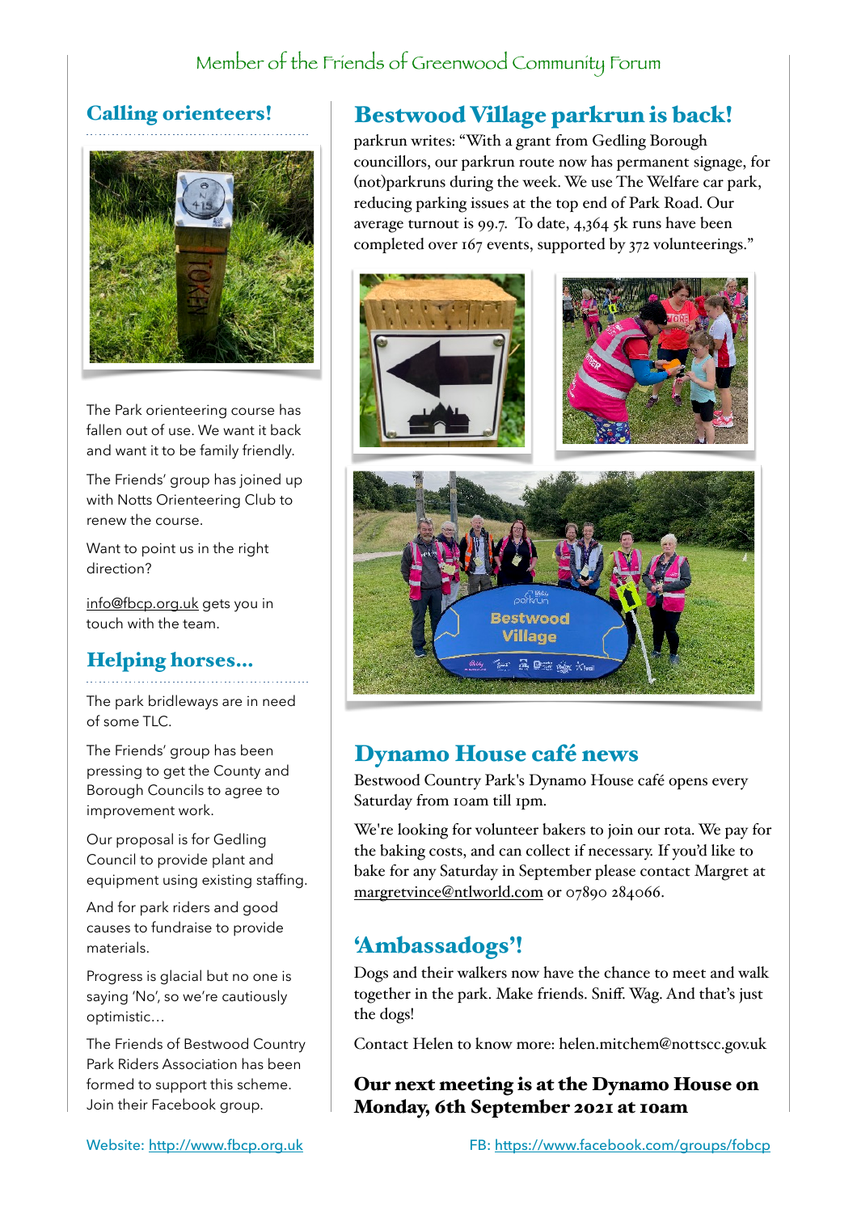Member of the Friends of Greenwood Community Forum

## Calling orienteers!

The Park orienteering course has fallen out of use. We want it back and want it to be family friendly.

The Friends' group has joined up with Notts Orienteering Club to renew the course.

Want to point us in the right direction?

info@fbcp.org.uk gets you in touch with the team.

## Helping horses…

The park bridleways are in need of some TLC.

The Friends' group has been pressing to get the County and Borough Councils to agree to improvement work.

Our proposal is for Gedling Council to provide plant and equipment using existing staffing.

And for park riders and good causes to fundraise to provide materials.

Progress is glacial but no one is saying 'No', so we're cautiously optimistic…

The Friends of Bestwood Country Park Riders Association has been formed to support this scheme. Join their Facebook group.

## Bestwood Village parkrun is back!

parkrun writes: "With a grant from Gedling Borough councillors, our parkrun route now has permanent signage, for (not)parkruns during the week. We use The Welfare car park, reducing parking issues at the top end of Park Road. Our average turnout is 99.7. To date, 4,364 5k runs have been completed over 167 events, supported by 372 volunteerings."

## Dynamo House café news

Bestwood Country Park's Dynamo House café opens every Saturday from 10am till 1pm.

We're looking for volunteer bakers to join our rota. We pay for the baking costs, and can collect if necessary. If you'd like to bake for any Saturday in September please contact Margret at margretvince@ntlworld.com or 07890 284066.

## 'Ambassadogs'!

Dogs and their walkers now have the chance to meet and walk together in the park. Make friends. Sniff. Wag. And that's just the dogs!

Contact Helen to know more: helen.mitchem@nottscc.gov.uk

**Our next meeting is at the Dynamo House on Monday, 6th September 2021 at 10am**

Website: http://www.fbcp.org.uk FB: https://www.facebook.com/groups/fobcp